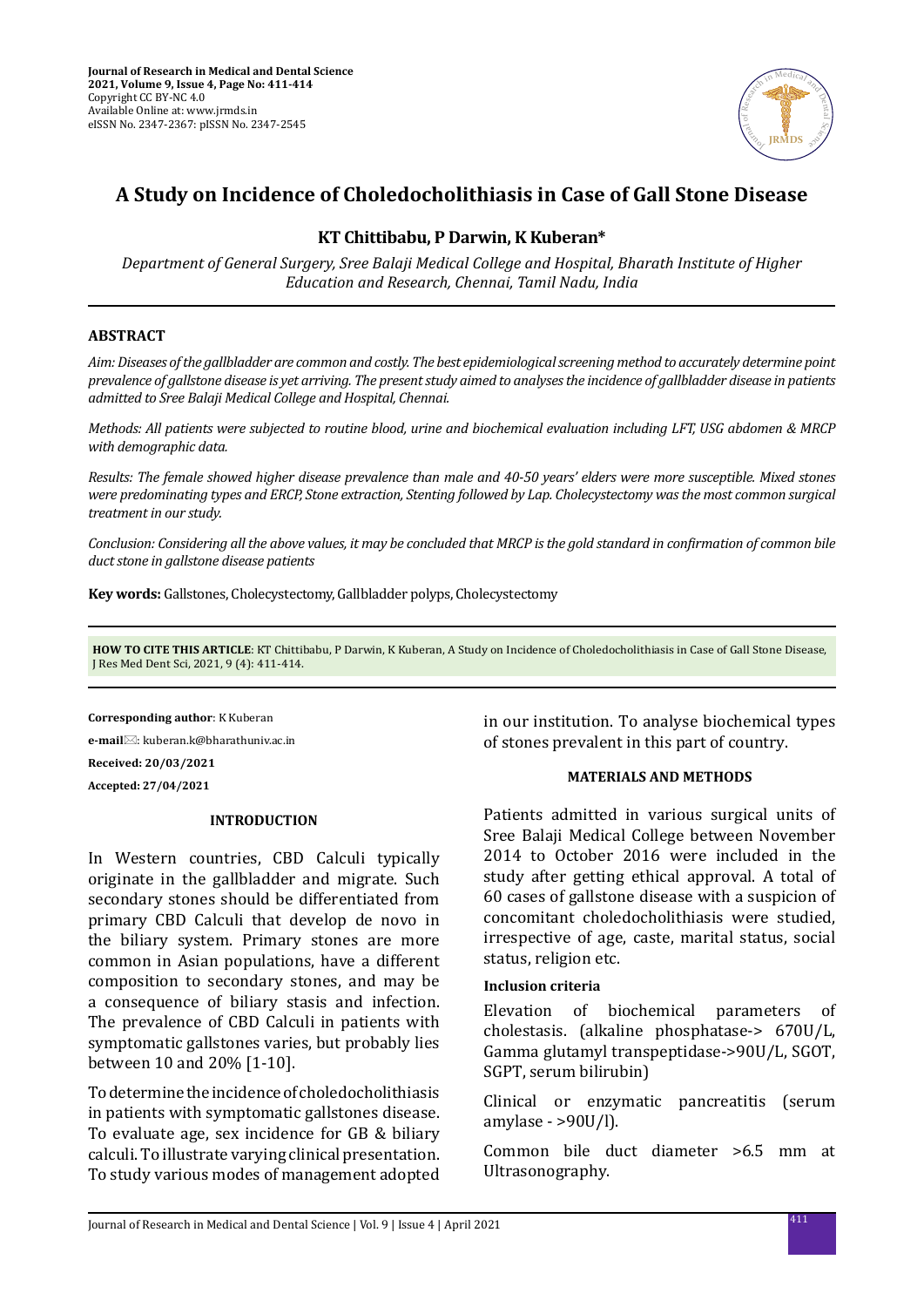Journal of Research in Medical and Dental Science
2021, Volume 9, Issue 4, Page No: 411-414
Copyright CC BY-NC 4.0
Available Online at: www.jrmds.in
eISSN No. 2347-2367: pISSN No. 2347-2545

# A Study on Incidence of Choledocholithiasis in Case of Gall Stone Disease

**KT Chittibabu, P Darwin, K Kuberan***

*Department of General Surgery, Sree Balaji Medical College and Hospital, Bharath Institute of Higher Education and Research, Chennai, Tamil Nadu, India*

## ABSTRACT

*Aim: Diseases of the gallbladder are common and costly. The best epidemiological screening method to accurately determine point prevalence of gallstone disease is yet arriving. The present study aimed to analyses the incidence of gallbladder disease in patients admitted to Sree Balaji Medical College and Hospital, Chennai.*

*Methods: All patients were subjected to routine blood, urine and biochemical evaluation including LFT, USG abdomen & MRCP with demographic data.*

*Results: The female showed higher disease prevalence than male and 40-50 years' elders were more susceptible. Mixed stones were predominating types and ERCP, Stone extraction, Stenting followed by Lap. Cholecystectomy was the most common surgical treatment in our study.*

*Conclusion: Considering all the above values, it may be concluded that MRCP is the gold standard in confirmation of common bile duct stone in gallstone disease patients*

**Key words:** Gallstones, Cholecystectomy, Gallbladder polyps, Cholecystectomy

**HOW TO CITE THIS ARTICLE**: KT Chittibabu, P Darwin, K Kuberan, A Study on Incidence of Choledocholithiasis in Case of Gall Stone Disease, J Res Med Dent Sci, 2021, 9 (4): 411-414.

**Corresponding author**: K Kuberan

**e-mail**: kuberan.k@bharathuniv.ac.in

**Received: 20/03/2021**

**Accepted: 27/04/2021**

## INTRODUCTION

In Western countries, CBD Calculi typically originate in the gallbladder and migrate. Such secondary stones should be differentiated from primary CBD Calculi that develop de novo in the biliary system. Primary stones are more common in Asian populations, have a different composition to secondary stones, and may be a consequence of biliary stasis and infection. The prevalence of CBD Calculi in patients with symptomatic gallstones varies, but probably lies between 10 and 20% [1-10].

To determine the incidence of choledocholithiasis in patients with symptomatic gallstones disease. To evaluate age, sex incidence for GB & biliary calculi. To illustrate varying clinical presentation. To study various modes of management adopted in our institution. To analyse biochemical types of stones prevalent in this part of country.

## MATERIALS AND METHODS

Patients admitted in various surgical units of Sree Balaji Medical College between November 2014 to October 2016 were included in the study after getting ethical approval. A total of 60 cases of gallstone disease with a suspicion of concomitant choledocholithiasis were studied, irrespective of age, caste, marital status, social status, religion etc.

### Inclusion criteria

Elevation of biochemical parameters of cholestasis. (alkaline phosphatase-> 670U/L, Gamma glutamyl transpeptidase->90U/L, SGOT, SGPT, serum bilirubin)

Clinical or enzymatic pancreatitis (serum amylase - >90U/l).

Common bile duct diameter >6.5 mm at Ultrasonography.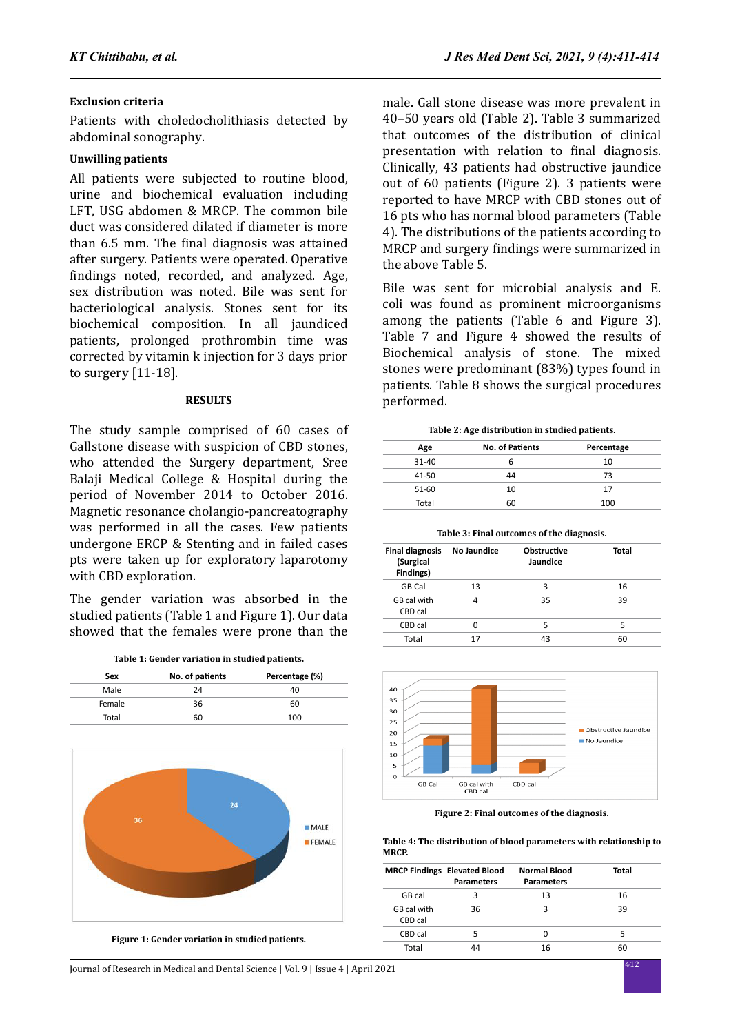**Exclusion criteria**

Patients with choledocholithiasis detected by abdominal sonography.

**Unwilling patients**

All patients were subjected to routine blood, urine and biochemical evaluation including LFT, USG abdomen & MRCP. The common bile duct was considered dilated if diameter is more than 6.5 mm. The final diagnosis was attained after surgery. Patients were operated. Operative findings noted, recorded, and analyzed. Age, sex distribution was noted. Bile was sent for bacteriological analysis. Stones sent for its biochemical composition. In all jaundiced patients, prolonged prothrombin time was corrected by vitamin k injection for 3 days prior to surgery [11-18].

## RESULTS

The study sample comprised of 60 cases of Gallstone disease with suspicion of CBD stones, who attended the Surgery department, Sree Balaji Medical College & Hospital during the period of November 2014 to October 2016. Magnetic resonance cholangio-pancreatography was performed in all the cases. Few patients undergone ERCP & Stenting and in failed cases pts were taken up for exploratory laparotomy with CBD exploration.

The gender variation was absorbed in the studied patients (Table 1 and Figure 1). Our data showed that the females were prone than the male. Gall stone disease was more prevalent in 40–50 years old (Table 2). Table 3 summarized that outcomes of the distribution of clinical presentation with relation to final diagnosis. Clinically, 43 patients had obstructive jaundice out of 60 patients (Figure 2). 3 patients were reported to have MRCP with CBD stones out of 16 pts who has normal blood parameters (Table 4). The distributions of the patients according to MRCP and surgery findings were summarized in the above Table 5.

Bile was sent for microbial analysis and E. coli was found as prominent microorganisms among the patients (Table 6 and Figure 3). Table 7 and Figure 4 showed the results of Biochemical analysis of stone. The mixed stones were predominant (83%) types found in patients. Table 8 shows the surgical procedures performed.

**Table 1: Gender variation in studied patients.**

| Sex | No. of patients | Percentage (%) |
|---|---|---|
| Male | 24 | 40 |
| Female | 36 | 60 |
| Total | 60 | 100 |

**Figure 1: Gender variation in studied patients.**

**Table 2: Age distribution in studied patients.**

| Age | No. of Patients | Percentage |
|---|---|---|
| 31-40 | 6 | 10 |
| 41-50 | 44 | 73 |
| 51-60 | 10 | 17 |
| Total | 60 | 100 |

**Table 3: Final outcomes of the diagnosis.**

| Final diagnosis (Surgical Findings) | No Jaundice | Obstructive Jaundice | Total |
|---|---|---|---|
| GB Cal | 13 | 3 | 16 |
| GB cal with CBD cal | 4 | 35 | 39 |
| CBD cal | 0 | 5 | 5 |
| Total | 17 | 43 | 60 |

**Figure 2: Final outcomes of the diagnosis.**

**Table 4: The distribution of blood parameters with relationship to MRCP.**

| MRCP Findings | Elevated Blood Parameters | Normal Blood Parameters | Total |
|---|---|---|---|
| GB cal | 3 | 13 | 16 |
| GB cal with CBD cal | 36 | 3 | 39 |
| CBD cal | 5 | 0 | 5 |
| Total | 44 | 16 | 60 |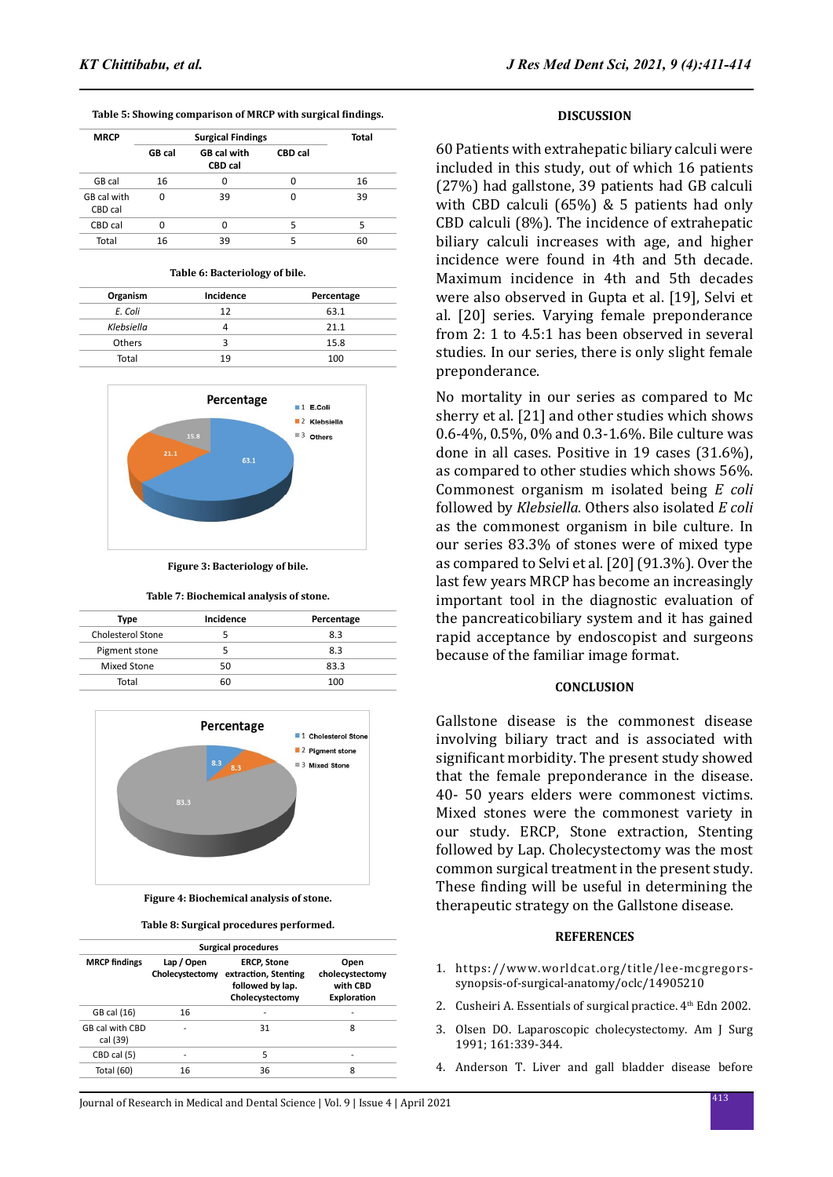**Table 5: Showing comparison of MRCP with surgical findings.**

| MRCP | Surgical Findings | | | Total |
|---|---|---|---|---|
| | GB cal | GB cal with CBD cal | CBD cal | |
| GB cal | 16 | 0 | 0 | 16 |
| GB cal with CBD cal | 0 | 39 | 0 | 39 |
| CBD cal | 0 | 0 | 5 | 5 |
| Total | 16 | 39 | 5 | 60 |

**Table 6: Bacteriology of bile.**

| Organism | Incidence | Percentage |
|---|---|---|
| *E. Coli* | 12 | 63.1 |
| *Klebsiella* | 4 | 21.1 |
| Others | 3 | 15.8 |
| Total | 19 | 100 |

**Figure 3: Bacteriology of bile.**

**Table 7: Biochemical analysis of stone.**

| Type | Incidence | Percentage |
|---|---|---|
| Cholesterol Stone | 5 | 8.3 |
| Pigment stone | 5 | 8.3 |
| Mixed Stone | 50 | 83.3 |
| Total | 60 | 100 |

**Figure 4: Biochemical analysis of stone.**

**Table 8: Surgical procedures performed.**

| MRCP findings | Surgical procedures | | |
|---|---|---|---|
| | Lap / Open Cholecystectomy | ERCP, Stone extraction, Stenting followed by lap. Cholecystectomy | Open cholecystectomy with CBD Exploration |
| GB cal (16) | 16 | - | - |
| GB cal with CBD cal (39) | - | 31 | 8 |
| CBD cal (5) | - | 5 | - |
| Total (60) | 16 | 36 | 8 |

## DISCUSSION

60 Patients with extrahepatic biliary calculi were included in this study, out of which 16 patients (27%) had gallstone, 39 patients had GB calculi with CBD calculi (65%) & 5 patients had only CBD calculi (8%). The incidence of extrahepatic biliary calculi increases with age, and higher incidence were found in 4th and 5th decade. Maximum incidence in 4th and 5th decades were also observed in Gupta et al. [19], Selvi et al. [20] series. Varying female preponderance from 2: 1 to 4.5:1 has been observed in several studies. In our series, there is only slight female preponderance.

No mortality in our series as compared to Mc sherry et al. [21] and other studies which shows 0.6-4%, 0.5%, 0% and 0.3-1.6%. Bile culture was done in all cases. Positive in 19 cases (31.6%), as compared to other studies which shows 56%. Commonest organism m isolated being *E coli* followed by *Klebsiella*. Others also isolated *E coli* as the commonest organism in bile culture. In our series 83.3% of stones were of mixed type as compared to Selvi et al. [20] (91.3%). Over the last few years MRCP has become an increasingly important tool in the diagnostic evaluation of the pancreaticobiliary system and it has gained rapid acceptance by endoscopist and surgeons because of the familiar image format.

## CONCLUSION

Gallstone disease is the commonest disease involving biliary tract and is associated with significant morbidity. The present study showed that the female preponderance in the disease. 40- 50 years elders were commonest victims. Mixed stones were the commonest variety in our study. ERCP, Stone extraction, Stenting followed by Lap. Cholecystectomy was the most common surgical treatment in the present study. These finding will be useful in determining the therapeutic strategy on the Gallstone disease.

## REFERENCES

1. https://www.worldcat.org/title/lee-mcgregors-synopsis-of-surgical-anatomy/oclc/14905210
2. Cusheiri A. Essentials of surgical practice. 4th Edn 2002.
3. Olsen DO. Laparoscopic cholecystectomy. Am J Surg 1991; 161:339-344.
4. Anderson T. Liver and gall bladder disease before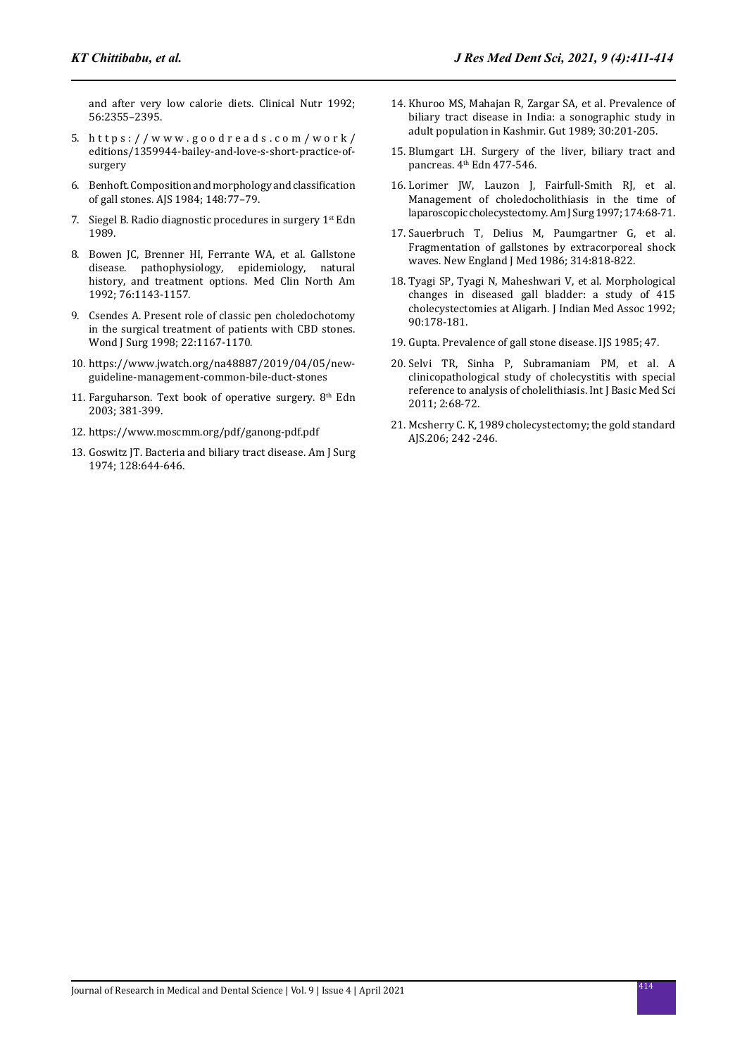and after very low calorie diets. Clinical Nutr 1992; 56:2355–2395.

5. https://www.goodreads.com/work/editions/1359944-bailey-and-love-s-short-practice-of-surgery
6. Benhoft. Composition and morphology and classification of gall stones. AJS 1984; 148:77–79.
7. Siegel B. Radio diagnostic procedures in surgery 1st Edn 1989.
8. Bowen JC, Brenner HI, Ferrante WA, et al. Gallstone disease. pathophysiology, epidemiology, natural history, and treatment options. Med Clin North Am 1992; 76:1143-1157.
9. Csendes A. Present role of classic pen choledochotomy in the surgical treatment of patients with CBD stones. Wond J Surg 1998; 22:1167-1170.
10. https://www.jwatch.org/na48887/2019/04/05/new-guideline-management-common-bile-duct-stones
11. Farguharson. Text book of operative surgery. 8th Edn 2003; 381-399.
12. https://www.moscmm.org/pdf/ganong-pdf.pdf
13. Goswitz JT. Bacteria and biliary tract disease. Am J Surg 1974; 128:644-646.
14. Khuroo MS, Mahajan R, Zargar SA, et al. Prevalence of biliary tract disease in India: a sonographic study in adult population in Kashmir. Gut 1989; 30:201-205.
15. Blumgart LH. Surgery of the liver, biliary tract and pancreas. 4th Edn 477-546.
16. Lorimer JW, Lauzon J, Fairfull-Smith RJ, et al. Management of choledocholithiasis in the time of laparoscopic cholecystectomy. Am J Surg 1997; 174:68-71.
17. Sauerbruch T, Delius M, Paumgartner G, et al. Fragmentation of gallstones by extracorporeal shock waves. New England J Med 1986; 314:818-822.
18. Tyagi SP, Tyagi N, Maheshwari V, et al. Morphological changes in diseased gall bladder: a study of 415 cholecystectomies at Aligarh. J Indian Med Assoc 1992; 90:178-181.
19. Gupta. Prevalence of gall stone disease. IJS 1985; 47.
20. Selvi TR, Sinha P, Subramaniam PM, et al. A clinicopathological study of cholecystitis with special reference to analysis of cholelithiasis. Int J Basic Med Sci 2011; 2:68-72.
21. Mcsherry C. K, 1989 cholecystectomy; the gold standard AJS.206; 242 -246.